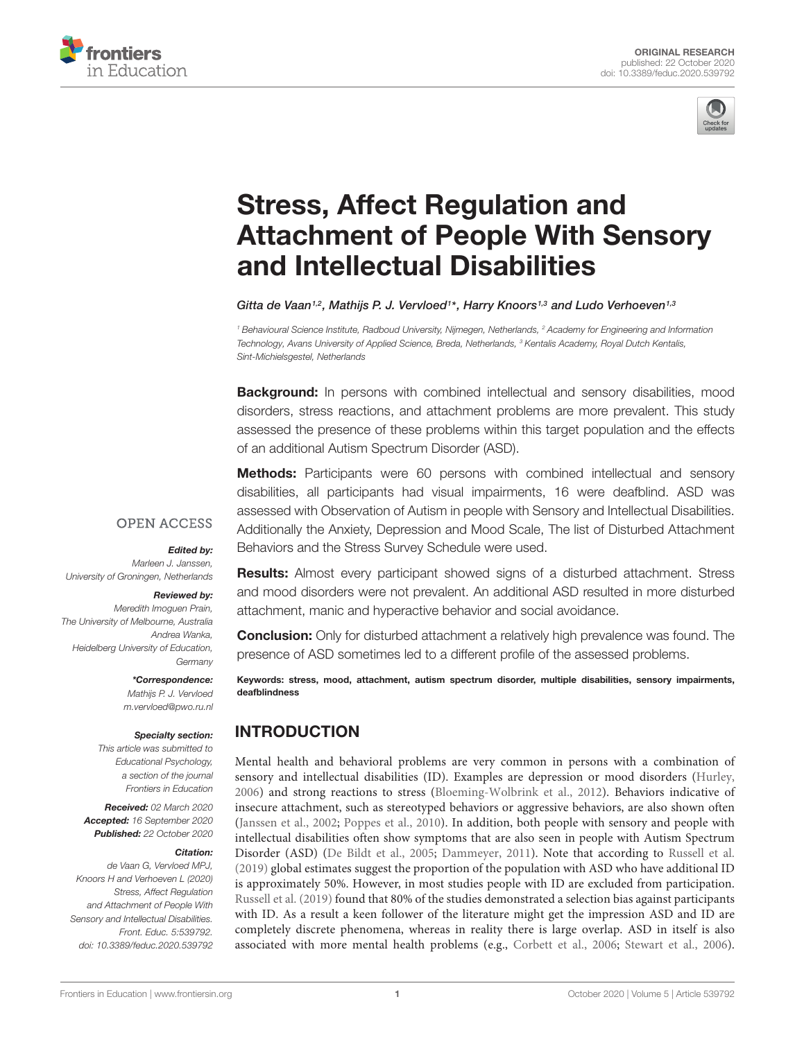ORIGINAL RESEARCH
published: 22 October 2020
doi: 10.3389/feduc.2020.539792

# Stress, Affect Regulation and Attachment of People With Sensory and Intellectual Disabilities

Gitta de Vaan[1,2], Mathijs P. J. Vervloed[1*], Harry Knoors[1,3] and Ludo Verhoeven[1,3]

[1] Behavioural Science Institute, Radboud University, Nijmegen, Netherlands, [2] Academy for Engineering and Information Technology, Avans University of Applied Science, Breda, Netherlands, [3] Kentalis Academy, Royal Dutch Kentalis, Sint-Michielsgestel, Netherlands

**Background:** In persons with combined intellectual and sensory disabilities, mood disorders, stress reactions, and attachment problems are more prevalent. This study assessed the presence of these problems within this target population and the effects of an additional Autism Spectrum Disorder (ASD).

**Methods:** Participants were 60 persons with combined intellectual and sensory disabilities, all participants had visual impairments, 16 were deafblind. ASD was assessed with Observation of Autism in people with Sensory and Intellectual Disabilities. Additionally the Anxiety, Depression and Mood Scale, The list of Disturbed Attachment Behaviors and the Stress Survey Schedule were used.

**Results:** Almost every participant showed signs of a disturbed attachment. Stress and mood disorders were not prevalent. An additional ASD resulted in more disturbed attachment, manic and hyperactive behavior and social avoidance.

**Conclusion:** Only for disturbed attachment a relatively high prevalence was found. The presence of ASD sometimes led to a different profile of the assessed problems.

**Keywords:** stress, mood, attachment, autism spectrum disorder, multiple disabilities, sensory impairments, deafblindness

OPEN ACCESS

***Edited by:***
Marleen J. Janssen,
University of Groningen, Netherlands

***Reviewed by:***
Meredith Imoguen Prain,
The University of Melbourne, Australia
Andrea Wanka,
Heidelberg University of Education, Germany

***\*Correspondence:***
Mathijs P. J. Vervloed
m.vervloed@pwo.ru.nl

***Specialty section:***
This article was submitted to Educational Psychology, a section of the journal Frontiers in Education

***Received:*** 02 March 2020
***Accepted:*** 16 September 2020
***Published:*** 22 October 2020

***Citation:***
de Vaan G, Vervloed MPJ, Knoors H and Verhoeven L (2020) Stress, Affect Regulation and Attachment of People With Sensory and Intellectual Disabilities. Front. Educ. 5:539792. doi: 10.3389/feduc.2020.539792

## INTRODUCTION

Mental health and behavioral problems are very common in persons with a combination of sensory and intellectual disabilities (ID). Examples are depression or mood disorders (Hurley, 2006) and strong reactions to stress (Bloeming-Wolbrink et al., 2012). Behaviors indicative of insecure attachment, such as stereotyped behaviors or aggressive behaviors, are also shown often (Janssen et al., 2002; Poppes et al., 2010). In addition, both people with sensory and people with intellectual disabilities often show symptoms that are also seen in people with Autism Spectrum Disorder (ASD) (De Bildt et al., 2005; Dammeyer, 2011). Note that according to Russell et al. (2019) global estimates suggest the proportion of the population with ASD who have additional ID is approximately 50%. However, in most studies people with ID are excluded from participation. Russell et al. (2019) found that 80% of the studies demonstrated a selection bias against participants with ID. As a result a keen follower of the literature might get the impression ASD and ID are completely discrete phenomena, whereas in reality there is large overlap. ASD in itself is also associated with more mental health problems (e.g., Corbett et al., 2006; Stewart et al., 2006).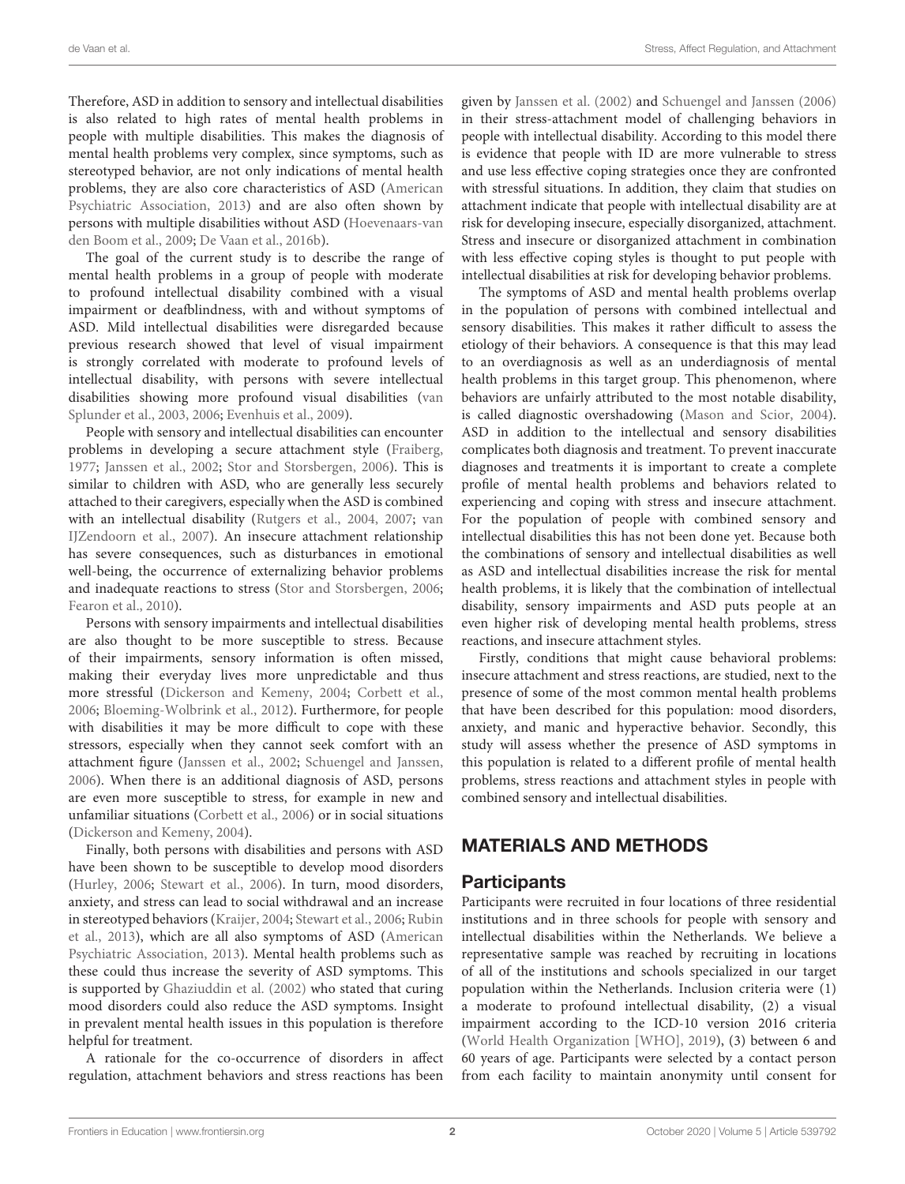Therefore, ASD in addition to sensory and intellectual disabilities is also related to high rates of mental health problems in people with multiple disabilities. This makes the diagnosis of mental health problems very complex, since symptoms, such as stereotyped behavior, are not only indications of mental health problems, they are also core characteristics of ASD (American Psychiatric Association, 2013) and are also often shown by persons with multiple disabilities without ASD (Hoevenaars-van den Boom et al., 2009; De Vaan et al., 2016b).

The goal of the current study is to describe the range of mental health problems in a group of people with moderate to profound intellectual disability combined with a visual impairment or deafblindness, with and without symptoms of ASD. Mild intellectual disabilities were disregarded because previous research showed that level of visual impairment is strongly correlated with moderate to profound levels of intellectual disability, with persons with severe intellectual disabilities showing more profound visual disabilities (van Splunder et al., 2003, 2006; Evenhuis et al., 2009).

People with sensory and intellectual disabilities can encounter problems in developing a secure attachment style (Fraiberg, 1977; Janssen et al., 2002; Stor and Storsbergen, 2006). This is similar to children with ASD, who are generally less securely attached to their caregivers, especially when the ASD is combined with an intellectual disability (Rutgers et al., 2004, 2007; van IJZendoorn et al., 2007). An insecure attachment relationship has severe consequences, such as disturbances in emotional well-being, the occurrence of externalizing behavior problems and inadequate reactions to stress (Stor and Storsbergen, 2006; Fearon et al., 2010).

Persons with sensory impairments and intellectual disabilities are also thought to be more susceptible to stress. Because of their impairments, sensory information is often missed, making their everyday lives more unpredictable and thus more stressful (Dickerson and Kemeny, 2004; Corbett et al., 2006; Bloeming-Wolbrink et al., 2012). Furthermore, for people with disabilities it may be more difficult to cope with these stressors, especially when they cannot seek comfort with an attachment figure (Janssen et al., 2002; Schuengel and Janssen, 2006). When there is an additional diagnosis of ASD, persons are even more susceptible to stress, for example in new and unfamiliar situations (Corbett et al., 2006) or in social situations (Dickerson and Kemeny, 2004).

Finally, both persons with disabilities and persons with ASD have been shown to be susceptible to develop mood disorders (Hurley, 2006; Stewart et al., 2006). In turn, mood disorders, anxiety, and stress can lead to social withdrawal and an increase in stereotyped behaviors (Kraijer, 2004; Stewart et al., 2006; Rubin et al., 2013), which are all also symptoms of ASD (American Psychiatric Association, 2013). Mental health problems such as these could thus increase the severity of ASD symptoms. This is supported by Ghaziuddin et al. (2002) who stated that curing mood disorders could also reduce the ASD symptoms. Insight in prevalent mental health issues in this population is therefore helpful for treatment.

A rationale for the co-occurrence of disorders in affect regulation, attachment behaviors and stress reactions has been given by Janssen et al. (2002) and Schuengel and Janssen (2006) in their stress-attachment model of challenging behaviors in people with intellectual disability. According to this model there is evidence that people with ID are more vulnerable to stress and use less effective coping strategies once they are confronted with stressful situations. In addition, they claim that studies on attachment indicate that people with intellectual disability are at risk for developing insecure, especially disorganized, attachment. Stress and insecure or disorganized attachment in combination with less effective coping styles is thought to put people with intellectual disabilities at risk for developing behavior problems.

The symptoms of ASD and mental health problems overlap in the population of persons with combined intellectual and sensory disabilities. This makes it rather difficult to assess the etiology of their behaviors. A consequence is that this may lead to an overdiagnosis as well as an underdiagnosis of mental health problems in this target group. This phenomenon, where behaviors are unfairly attributed to the most notable disability, is called diagnostic overshadowing (Mason and Scior, 2004). ASD in addition to the intellectual and sensory disabilities complicates both diagnosis and treatment. To prevent inaccurate diagnoses and treatments it is important to create a complete profile of mental health problems and behaviors related to experiencing and coping with stress and insecure attachment. For the population of people with combined sensory and intellectual disabilities this has not been done yet. Because both the combinations of sensory and intellectual disabilities as well as ASD and intellectual disabilities increase the risk for mental health problems, it is likely that the combination of intellectual disability, sensory impairments and ASD puts people at an even higher risk of developing mental health problems, stress reactions, and insecure attachment styles.

Firstly, conditions that might cause behavioral problems: insecure attachment and stress reactions, are studied, next to the presence of some of the most common mental health problems that have been described for this population: mood disorders, anxiety, and manic and hyperactive behavior. Secondly, this study will assess whether the presence of ASD symptoms in this population is related to a different profile of mental health problems, stress reactions and attachment styles in people with combined sensory and intellectual disabilities.

## MATERIALS AND METHODS

### Participants

Participants were recruited in four locations of three residential institutions and in three schools for people with sensory and intellectual disabilities within the Netherlands. We believe a representative sample was reached by recruiting in locations of all of the institutions and schools specialized in our target population within the Netherlands. Inclusion criteria were (1) a moderate to profound intellectual disability, (2) a visual impairment according to the ICD-10 version 2016 criteria (World Health Organization [WHO], 2019), (3) between 6 and 60 years of age. Participants were selected by a contact person from each facility to maintain anonymity until consent for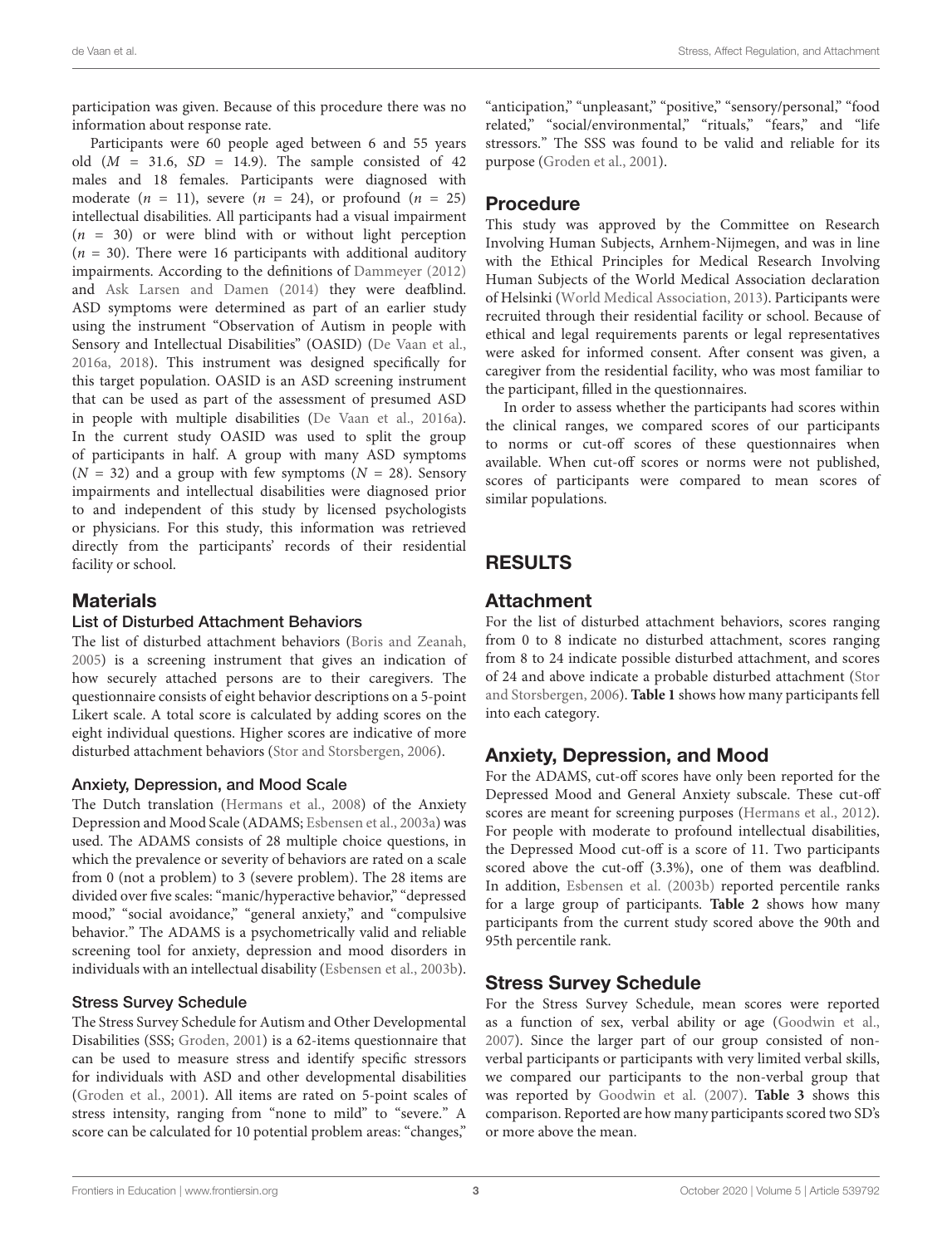participation was given. Because of this procedure there was no information about response rate.

Participants were 60 people aged between 6 and 55 years old ($M$ = 31.6, $SD$ = 14.9). The sample consisted of 42 males and 18 females. Participants were diagnosed with moderate ($n$ = 11), severe ($n$ = 24), or profound ($n$ = 25) intellectual disabilities. All participants had a visual impairment ($n$ = 30) or were blind with or without light perception ($n$ = 30). There were 16 participants with additional auditory impairments. According to the definitions of Dammeyer (2012) and Ask Larsen and Damen (2014) they were deafblind. ASD symptoms were determined as part of an earlier study using the instrument "Observation of Autism in people with Sensory and Intellectual Disabilities" (OASID) (De Vaan et al., 2016a, 2018). This instrument was designed specifically for this target population. OASID is an ASD screening instrument that can be used as part of the assessment of presumed ASD in people with multiple disabilities (De Vaan et al., 2016a). In the current study OASID was used to split the group of participants in half. A group with many ASD symptoms ($N$ = 32) and a group with few symptoms ($N$ = 28). Sensory impairments and intellectual disabilities were diagnosed prior to and independent of this study by licensed psychologists or physicians. For this study, this information was retrieved directly from the participants' records of their residential facility or school.

## Materials

### List of Disturbed Attachment Behaviors

The list of disturbed attachment behaviors (Boris and Zeanah, 2005) is a screening instrument that gives an indication of how securely attached persons are to their caregivers. The questionnaire consists of eight behavior descriptions on a 5-point Likert scale. A total score is calculated by adding scores on the eight individual questions. Higher scores are indicative of more disturbed attachment behaviors (Stor and Storsbergen, 2006).

### Anxiety, Depression, and Mood Scale

The Dutch translation (Hermans et al., 2008) of the Anxiety Depression and Mood Scale (ADAMS; Esbensen et al., 2003a) was used. The ADAMS consists of 28 multiple choice questions, in which the prevalence or severity of behaviors are rated on a scale from 0 (not a problem) to 3 (severe problem). The 28 items are divided over five scales: "manic/hyperactive behavior," "depressed mood," "social avoidance," "general anxiety," and "compulsive behavior." The ADAMS is a psychometrically valid and reliable screening tool for anxiety, depression and mood disorders in individuals with an intellectual disability (Esbensen et al., 2003b).

### Stress Survey Schedule

The Stress Survey Schedule for Autism and Other Developmental Disabilities (SSS; Groden, 2001) is a 62-items questionnaire that can be used to measure stress and identify specific stressors for individuals with ASD and other developmental disabilities (Groden et al., 2001). All items are rated on 5-point scales of stress intensity, ranging from "none to mild" to "severe." A score can be calculated for 10 potential problem areas: "changes," "anticipation," "unpleasant," "positive," "sensory/personal," "food related," "social/environmental," "rituals," "fears," and "life stressors." The SSS was found to be valid and reliable for its purpose (Groden et al., 2001).

## Procedure

This study was approved by the Committee on Research Involving Human Subjects, Arnhem-Nijmegen, and was in line with the Ethical Principles for Medical Research Involving Human Subjects of the World Medical Association declaration of Helsinki (World Medical Association, 2013). Participants were recruited through their residential facility or school. Because of ethical and legal requirements parents or legal representatives were asked for informed consent. After consent was given, a caregiver from the residential facility, who was most familiar to the participant, filled in the questionnaires.

In order to assess whether the participants had scores within the clinical ranges, we compared scores of our participants to norms or cut-off scores of these questionnaires when available. When cut-off scores or norms were not published, scores of participants were compared to mean scores of similar populations.

# RESULTS

## Attachment

For the list of disturbed attachment behaviors, scores ranging from 0 to 8 indicate no disturbed attachment, scores ranging from 8 to 24 indicate possible disturbed attachment, and scores of 24 and above indicate a probable disturbed attachment (Stor and Storsbergen, 2006). **Table 1** shows how many participants fell into each category.

## Anxiety, Depression, and Mood

For the ADAMS, cut-off scores have only been reported for the Depressed Mood and General Anxiety subscale. These cut-off scores are meant for screening purposes (Hermans et al., 2012). For people with moderate to profound intellectual disabilities, the Depressed Mood cut-off is a score of 11. Two participants scored above the cut-off (3.3%), one of them was deafblind. In addition, Esbensen et al. (2003b) reported percentile ranks for a large group of participants. **Table 2** shows how many participants from the current study scored above the 90th and 95th percentile rank.

## Stress Survey Schedule

For the Stress Survey Schedule, mean scores were reported as a function of sex, verbal ability or age (Goodwin et al., 2007). Since the larger part of our group consisted of non-verbal participants or participants with very limited verbal skills, we compared our participants to the non-verbal group that was reported by Goodwin et al. (2007). **Table 3** shows this comparison. Reported are how many participants scored two SD's or more above the mean.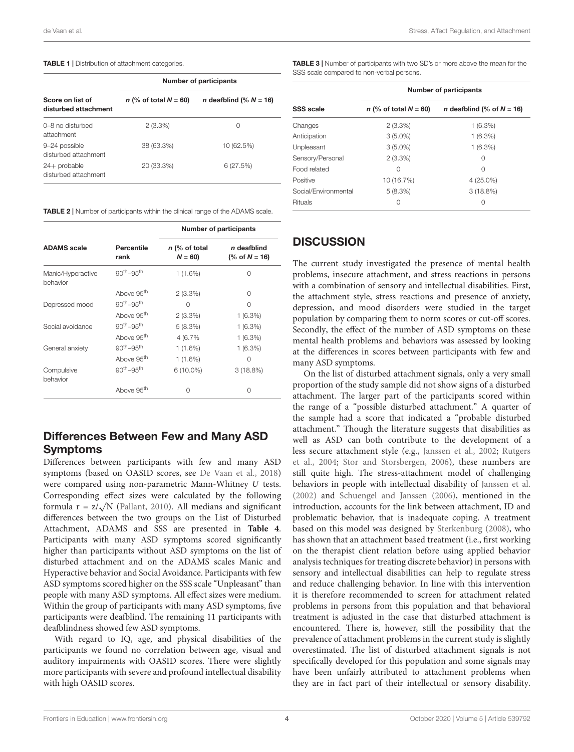**TABLE 1 |** Distribution of attachment categories.

| Score on list of disturbed attachment | Number of participants | |
|---|---|---|
| | *n* (% of total *N* = 60) | *n* deafblind (% *N* = 16) |
| 0–8 no disturbed attachment | 2 (3.3%) | 0 |
| 9–24 possible disturbed attachment | 38 (63.3%) | 10 (62.5%) |
| 24+ probable disturbed attachment | 20 (33.3%) | 6 (27.5%) |

**TABLE 2 |** Number of participants within the clinical range of the ADAMS scale.

| ADAMS scale | Percentile rank | Number of participants | |
|---|---|---|---|
| | | *n* (% of total *N* = 60) | *n* deafblind (% of *N* = 16) |
| Manic/Hyperactive behavior | 90th–95th | 1 (1.6%) | 0 |
| | Above 95th | 2 (3.3%) | 0 |
| Depressed mood | 90th–95th | 0 | 0 |
| | Above 95th | 2 (3.3%) | 1 (6.3%) |
| Social avoidance | 90th–95th | 5 (8.3%) | 1 (6.3%) |
| | Above 95th | 4 (6.7% | 1 (6.3%) |
| General anxiety | 90th–95th | 1 (1.6%) | 1 (6.3%) |
| | Above 95th | 1 (1.6%) | 0 |
| Compulsive behavior | 90th–95th | 6 (10.0%) | 3 (18.8%) |
| | Above 95th | 0 | 0 |

## Differences Between Few and Many ASD Symptoms

Differences between participants with few and many ASD symptoms (based on OASID scores, see De Vaan et al., 2018) were compared using non-parametric Mann-Whitney *U* tests. Corresponding effect sizes were calculated by the following formula $r = z/\sqrt{N}$ (Pallant, 2010). All medians and significant differences between the two groups on the List of Disturbed Attachment, ADAMS and SSS are presented in **Table 4**. Participants with many ASD symptoms scored significantly higher than participants without ASD symptoms on the list of disturbed attachment and on the ADAMS scales Manic and Hyperactive behavior and Social Avoidance. Participants with few ASD symptoms scored higher on the SSS scale "Unpleasant" than people with many ASD symptoms. All effect sizes were medium. Within the group of participants with many ASD symptoms, five participants were deafblind. The remaining 11 participants with deafblindness showed few ASD symptoms.

With regard to IQ, age, and physical disabilities of the participants we found no correlation between age, visual and auditory impairments with OASID scores. There were slightly more participants with severe and profound intellectual disability with high OASID scores.

**TABLE 3 |** Number of participants with two SD's or more above the mean for the SSS scale compared to non-verbal persons.

| SSS scale | Number of participants | |
|---|---|---|
| | *n* (% of total *N* = 60) | *n* deafblind (% of *N* = 16) |
| Changes | 2 (3.3%) | 1 (6.3%) |
| Anticipation | 3 (5.0%) | 1 (6.3%) |
| Unpleasant | 3 (5.0%) | 1 (6.3%) |
| Sensory/Personal | 2 (3.3%) | 0 |
| Food related | 0 | 0 |
| Positive | 10 (16.7%) | 4 (25.0%) |
| Social/Environmental | 5 (8.3%) | 3 (18.8%) |
| Rituals | 0 | 0 |

# DISCUSSION

The current study investigated the presence of mental health problems, insecure attachment, and stress reactions in persons with a combination of sensory and intellectual disabilities. First, the attachment style, stress reactions and presence of anxiety, depression, and mood disorders were studied in the target population by comparing them to norm scores or cut-off scores. Secondly, the effect of the number of ASD symptoms on these mental health problems and behaviors was assessed by looking at the differences in scores between participants with few and many ASD symptoms.

On the list of disturbed attachment signals, only a very small proportion of the study sample did not show signs of a disturbed attachment. The larger part of the participants scored within the range of a "possible disturbed attachment." A quarter of the sample had a score that indicated a "probable disturbed attachment." Though the literature suggests that disabilities as well as ASD can both contribute to the development of a less secure attachment style (e.g., Janssen et al., 2002; Rutgers et al., 2004; Stor and Storsbergen, 2006), these numbers are still quite high. The stress-attachment model of challenging behaviors in people with intellectual disability of Janssen et al. (2002) and Schuengel and Janssen (2006), mentioned in the introduction, accounts for the link between attachment, ID and problematic behavior, that is inadequate coping. A treatment based on this model was designed by Sterkenburg (2008), who has shown that an attachment based treatment (i.e., first working on the therapist client relation before using applied behavior analysis techniques for treating discrete behavior) in persons with sensory and intellectual disabilities can help to regulate stress and reduce challenging behavior. In line with this intervention it is therefore recommended to screen for attachment related problems in persons from this population and that behavioral treatment is adjusted in the case that disturbed attachment is encountered. There is, however, still the possibility that the prevalence of attachment problems in the current study is slightly overestimated. The list of disturbed attachment signals is not specifically developed for this population and some signals may have been unfairly attributed to attachment problems when they are in fact part of their intellectual or sensory disability.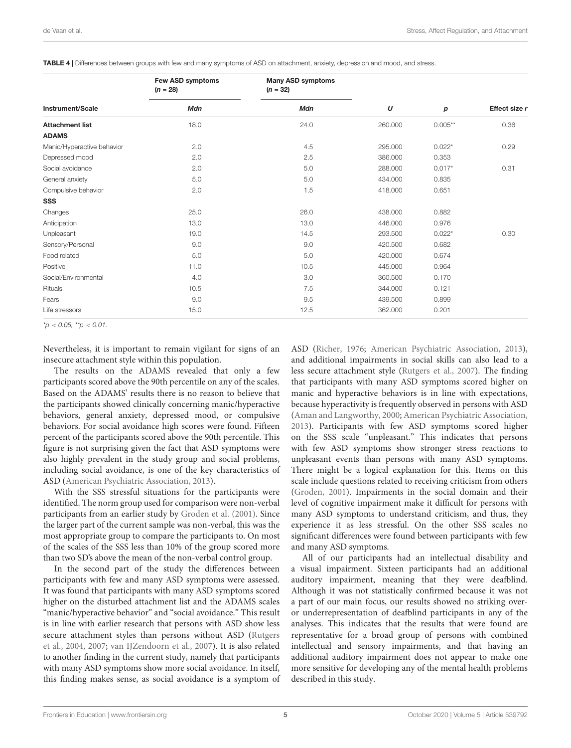**TABLE 4 |** Differences between groups with few and many symptoms of ASD on attachment, anxiety, depression and mood, and stress.

| Instrument/Scale | Few ASD symptoms ($n$ = 28) | Many ASD symptoms ($n$ = 32) | | | |
|---|---|---|---|---|---|
| | *Mdn* | *Mdn* | *U* | *p* | Effect size *r* |
| **Attachment list** | 18.0 | 24.0 | 260.000 | 0.005** | 0.36 |
| **ADAMS** | | | | | |
| Manic/Hyperactive behavior | 2.0 | 4.5 | 295.000 | 0.022* | 0.29 |
| Depressed mood | 2.0 | 2.5 | 386.000 | 0.353 | |
| Social avoidance | 2.0 | 5.0 | 288.000 | 0.017* | 0.31 |
| General anxiety | 5.0 | 5.0 | 434.000 | 0.835 | |
| Compulsive behavior | 2.0 | 1.5 | 418.000 | 0.651 | |
| **SSS** | | | | | |
| Changes | 25.0 | 26.0 | 438.000 | 0.882 | |
| Anticipation | 13.0 | 13.0 | 446.000 | 0.976 | |
| Unpleasant | 19.0 | 14.5 | 293.500 | 0.022* | 0.30 |
| Sensory/Personal | 9.0 | 9.0 | 420.500 | 0.682 | |
| Food related | 5.0 | 5.0 | 420.000 | 0.674 | |
| Positive | 11.0 | 10.5 | 445.000 | 0.964 | |
| Social/Environmental | 4.0 | 3.0 | 360.500 | 0.170 | |
| Rituals | 10.5 | 7.5 | 344.000 | 0.121 | |
| Fears | 9.0 | 9.5 | 439.500 | 0.899 | |
| Life stressors | 15.0 | 12.5 | 362.000 | 0.201 | |

*$p < 0.05$, **$p < 0.01$.

Nevertheless, it is important to remain vigilant for signs of an insecure attachment style within this population.

The results on the ADAMS revealed that only a few participants scored above the 90th percentile on any of the scales. Based on the ADAMS' results there is no reason to believe that the participants showed clinically concerning manic/hyperactive behaviors, general anxiety, depressed mood, or compulsive behaviors. For social avoidance high scores were found. Fifteen percent of the participants scored above the 90th percentile. This figure is not surprising given the fact that ASD symptoms were also highly prevalent in the study group and social problems, including social avoidance, is one of the key characteristics of ASD (American Psychiatric Association, 2013).

With the SSS stressful situations for the participants were identified. The norm group used for comparison were non-verbal participants from an earlier study by Groden et al. (2001). Since the larger part of the current sample was non-verbal, this was the most appropriate group to compare the participants to. On most of the scales of the SSS less than 10% of the group scored more than two SD's above the mean of the non-verbal control group.

In the second part of the study the differences between participants with few and many ASD symptoms were assessed. It was found that participants with many ASD symptoms scored higher on the disturbed attachment list and the ADAMS scales "manic/hyperactive behavior" and "social avoidance." This result is in line with earlier research that persons with ASD show less secure attachment styles than persons without ASD (Rutgers et al., 2004, 2007; van IJZendoorn et al., 2007). It is also related to another finding in the current study, namely that participants with many ASD symptoms show more social avoidance. In itself, this finding makes sense, as social avoidance is a symptom of ASD (Richer, 1976; American Psychiatric Association, 2013), and additional impairments in social skills can also lead to a less secure attachment style (Rutgers et al., 2007). The finding that participants with many ASD symptoms scored higher on manic and hyperactive behaviors is in line with expectations, because hyperactivity is frequently observed in persons with ASD (Aman and Langworthy, 2000; American Psychiatric Association, 2013). Participants with few ASD symptoms scored higher on the SSS scale "unpleasant." This indicates that persons with few ASD symptoms show stronger stress reactions to unpleasant events than persons with many ASD symptoms. There might be a logical explanation for this. Items on this scale include questions related to receiving criticism from others (Groden, 2001). Impairments in the social domain and their level of cognitive impairment make it difficult for persons with many ASD symptoms to understand criticism, and thus, they experience it as less stressful. On the other SSS scales no significant differences were found between participants with few and many ASD symptoms.

All of our participants had an intellectual disability and a visual impairment. Sixteen participants had an additional auditory impairment, meaning that they were deafblind. Although it was not statistically confirmed because it was not a part of our main focus, our results showed no striking over- or underrepresentation of deafblind participants in any of the analyses. This indicates that the results that were found are representative for a broad group of persons with combined intellectual and sensory impairments, and that having an additional auditory impairment does not appear to make one more sensitive for developing any of the mental health problems described in this study.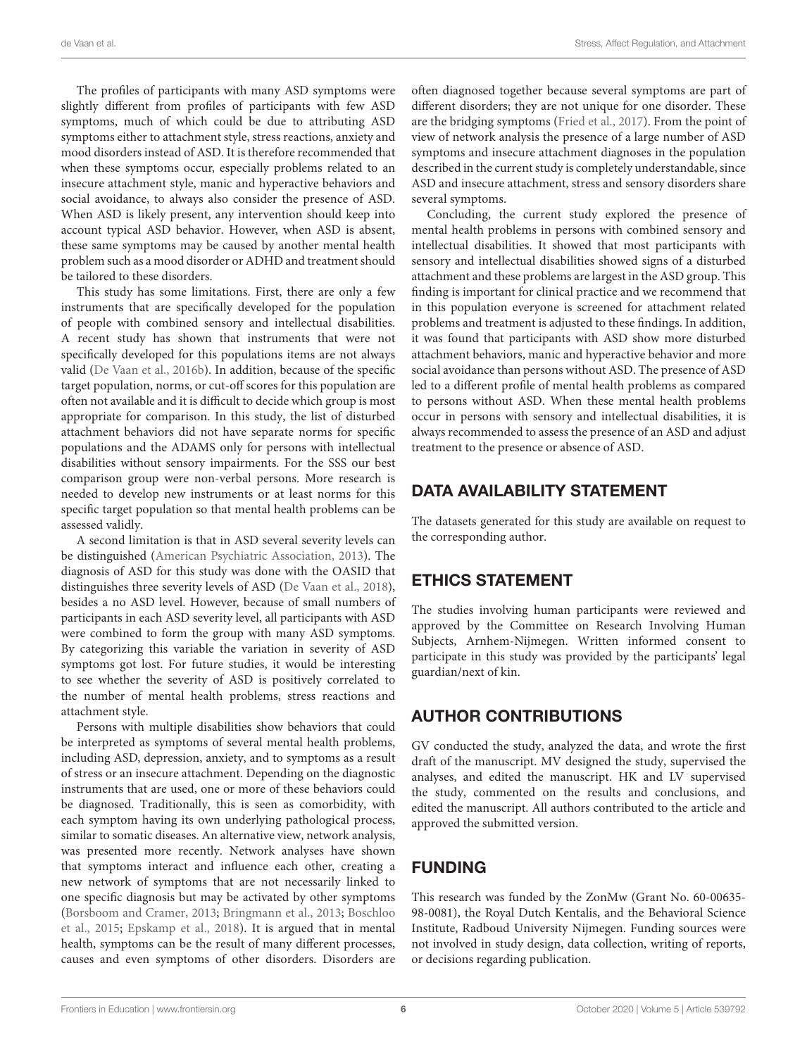The profiles of participants with many ASD symptoms were slightly different from profiles of participants with few ASD symptoms, much of which could be due to attributing ASD symptoms either to attachment style, stress reactions, anxiety and mood disorders instead of ASD. It is therefore recommended that when these symptoms occur, especially problems related to an insecure attachment style, manic and hyperactive behaviors and social avoidance, to always also consider the presence of ASD. When ASD is likely present, any intervention should keep into account typical ASD behavior. However, when ASD is absent, these same symptoms may be caused by another mental health problem such as a mood disorder or ADHD and treatment should be tailored to these disorders.

This study has some limitations. First, there are only a few instruments that are specifically developed for the population of people with combined sensory and intellectual disabilities. A recent study has shown that instruments that were not specifically developed for this populations items are not always valid (De Vaan et al., 2016b). In addition, because of the specific target population, norms, or cut-off scores for this population are often not available and it is difficult to decide which group is most appropriate for comparison. In this study, the list of disturbed attachment behaviors did not have separate norms for specific populations and the ADAMS only for persons with intellectual disabilities without sensory impairments. For the SSS our best comparison group were non-verbal persons. More research is needed to develop new instruments or at least norms for this specific target population so that mental health problems can be assessed validly.

A second limitation is that in ASD several severity levels can be distinguished (American Psychiatric Association, 2013). The diagnosis of ASD for this study was done with the OASID that distinguishes three severity levels of ASD (De Vaan et al., 2018), besides a no ASD level. However, because of small numbers of participants in each ASD severity level, all participants with ASD were combined to form the group with many ASD symptoms. By categorizing this variable the variation in severity of ASD symptoms got lost. For future studies, it would be interesting to see whether the severity of ASD is positively correlated to the number of mental health problems, stress reactions and attachment style.

Persons with multiple disabilities show behaviors that could be interpreted as symptoms of several mental health problems, including ASD, depression, anxiety, and to symptoms as a result of stress or an insecure attachment. Depending on the diagnostic instruments that are used, one or more of these behaviors could be diagnosed. Traditionally, this is seen as comorbidity, with each symptom having its own underlying pathological process, similar to somatic diseases. An alternative view, network analysis, was presented more recently. Network analyses have shown that symptoms interact and influence each other, creating a new network of symptoms that are not necessarily linked to one specific diagnosis but may be activated by other symptoms (Borsboom and Cramer, 2013; Bringmann et al., 2013; Boschloo et al., 2015; Epskamp et al., 2018). It is argued that in mental health, symptoms can be the result of many different processes, causes and even symptoms of other disorders. Disorders are often diagnosed together because several symptoms are part of different disorders; they are not unique for one disorder. These are the bridging symptoms (Fried et al., 2017). From the point of view of network analysis the presence of a large number of ASD symptoms and insecure attachment diagnoses in the population described in the current study is completely understandable, since ASD and insecure attachment, stress and sensory disorders share several symptoms.

Concluding, the current study explored the presence of mental health problems in persons with combined sensory and intellectual disabilities. It showed that most participants with sensory and intellectual disabilities showed signs of a disturbed attachment and these problems are largest in the ASD group. This finding is important for clinical practice and we recommend that in this population everyone is screened for attachment related problems and treatment is adjusted to these findings. In addition, it was found that participants with ASD show more disturbed attachment behaviors, manic and hyperactive behavior and more social avoidance than persons without ASD. The presence of ASD led to a different profile of mental health problems as compared to persons without ASD. When these mental health problems occur in persons with sensory and intellectual disabilities, it is always recommended to assess the presence of an ASD and adjust treatment to the presence or absence of ASD.

## DATA AVAILABILITY STATEMENT

The datasets generated for this study are available on request to the corresponding author.

## ETHICS STATEMENT

The studies involving human participants were reviewed and approved by the Committee on Research Involving Human Subjects, Arnhem-Nijmegen. Written informed consent to participate in this study was provided by the participants' legal guardian/next of kin.

## AUTHOR CONTRIBUTIONS

GV conducted the study, analyzed the data, and wrote the first draft of the manuscript. MV designed the study, supervised the analyses, and edited the manuscript. HK and LV supervised the study, commented on the results and conclusions, and edited the manuscript. All authors contributed to the article and approved the submitted version.

## FUNDING

This research was funded by the ZonMw (Grant No. 60-00635-98-0081), the Royal Dutch Kentalis, and the Behavioral Science Institute, Radboud University Nijmegen. Funding sources were not involved in study design, data collection, writing of reports, or decisions regarding publication.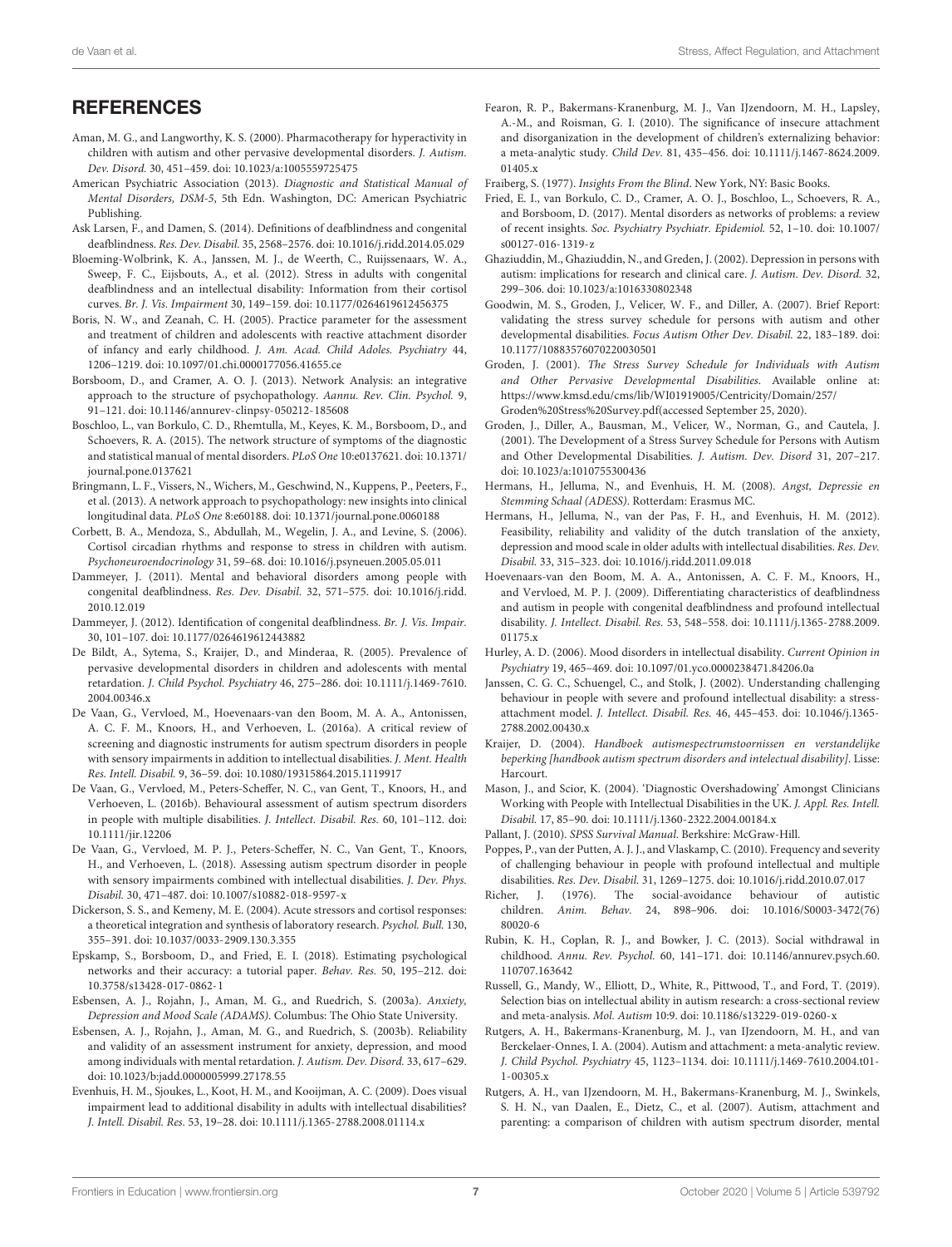## REFERENCES

Aman, M. G., and Langworthy, K. S. (2000). Pharmacotherapy for hyperactivity in children with autism and other pervasive developmental disorders. *J. Autism. Dev. Disord.* 30, 451–459. doi: 10.1023/a:1005559725475

American Psychiatric Association (2013). *Diagnostic and Statistical Manual of Mental Disorders, DSM-5*, 5th Edn. Washington, DC: American Psychiatric Publishing.

Ask Larsen, F., and Damen, S. (2014). Definitions of deafblindness and congenital deafblindness. *Res. Dev. Disabil.* 35, 2568–2576. doi: 10.1016/j.ridd.2014.05.029

Bloeming-Wolbrink, K. A., Janssen, M. J., de Weerth, C., Ruijssenaars, W. A., Sweep, F. C., Eijsbouts, A., et al. (2012). Stress in adults with congenital deafblindness and an intellectual disability: Information from their cortisol curves. *Br. J. Vis. Impairment* 30, 149–159. doi: 10.1177/0264619612456375

Boris, N. W., and Zeanah, C. H. (2005). Practice parameter for the assessment and treatment of children and adolescents with reactive attachment disorder of infancy and early childhood. *J. Am. Acad. Child Adoles. Psychiatry* 44, 1206–1219. doi: 10.1097/01.chi.0000177056.41655.ce

Borsboom, D., and Cramer, A. O. J. (2013). Network Analysis: an integrative approach to the structure of psychopathology. *Aannu. Rev. Clin. Psychol.* 9, 91–121. doi: 10.1146/annurev-clinpsy-050212-185608

Boschloo, L., van Borkulo, C. D., Rhemtulla, M., Keyes, K. M., Borsboom, D., and Schoevers, R. A. (2015). The network structure of symptoms of the diagnostic and statistical manual of mental disorders. *PLoS One* 10:e0137621. doi: 10.1371/journal.pone.0137621

Bringmann, L. F., Vissers, N., Wichers, M., Geschwind, N., Kuppens, P., Peeters, F., et al. (2013). A network approach to psychopathology: new insights into clinical longitudinal data. *PLoS One* 8:e60188. doi: 10.1371/journal.pone.0060188

Corbett, B. A., Mendoza, S., Abdullah, M., Wegelin, J. A., and Levine, S. (2006). Cortisol circadian rhythms and response to stress in children with autism. *Psychoneuroendocrinology* 31, 59–68. doi: 10.1016/j.psyneuen.2005.05.011

Dammeyer, J. (2011). Mental and behavioral disorders among people with congenital deafblindness. *Res. Dev. Disabil.* 32, 571–575. doi: 10.1016/j.ridd.2010.12.019

Dammeyer, J. (2012). Identification of congenital deafblindness. *Br. J. Vis. Impair.* 30, 101–107. doi: 10.1177/0264619612443882

De Bildt, A., Sytema, S., Kraijer, D., and Minderaa, R. (2005). Prevalence of pervasive developmental disorders in children and adolescents with mental retardation. *J. Child Psychol. Psychiatry* 46, 275–286. doi: 10.1111/j.1469-7610.2004.00346.x

De Vaan, G., Vervloed, M., Hoevenaars-van den Boom, M. A. A., Antonissen, A. C. F. M., Knoors, H., and Verhoeven, L. (2016a). A critical review of screening and diagnostic instruments for autism spectrum disorders in people with sensory impairments in addition to intellectual disabilities. *J. Ment. Health Res. Intell. Disabil.* 9, 36–59. doi: 10.1080/19315864.2015.1119917

De Vaan, G., Vervloed, M., Peters-Scheffer, N. C., van Gent, T., Knoors, H., and Verhoeven, L. (2016b). Behavioural assessment of autism spectrum disorders in people with multiple disabilities. *J. Intellect. Disabil. Res.* 60, 101–112. doi: 10.1111/jir.12206

De Vaan, G., Vervloed, M. P. J., Peters-Scheffer, N. C., Van Gent, T., Knoors, H., and Verhoeven, L. (2018). Assessing autism spectrum disorder in people with sensory impairments combined with intellectual disabilities. *J. Dev. Phys. Disabil.* 30, 471–487. doi: 10.1007/s10882-018-9597-x

Dickerson, S. S., and Kemeny, M. E. (2004). Acute stressors and cortisol responses: a theoretical integration and synthesis of laboratory research. *Psychol. Bull.* 130, 355–391. doi: 10.1037/0033-2909.130.3.355

Epskamp, S., Borsboom, D., and Fried, E. I. (2018). Estimating psychological networks and their accuracy: a tutorial paper. *Behav. Res.* 50, 195–212. doi: 10.3758/s13428-017-0862-1

Esbensen, A. J., Rojahn, J., Aman, M. G., and Ruedrich, S. (2003a). *Anxiety, Depression and Mood Scale (ADAMS)*. Columbus: The Ohio State University.

Esbensen, A. J., Rojahn, J., Aman, M. G., and Ruedrich, S. (2003b). Reliability and validity of an assessment instrument for anxiety, depression, and mood among individuals with mental retardation. *J. Autism. Dev. Disord.* 33, 617–629. doi: 10.1023/b:jadd.0000005999.27178.55

Evenhuis, H. M., Sjoukes, L., Koot, H. M., and Kooijman, A. C. (2009). Does visual impairment lead to additional disability in adults with intellectual disabilities? *J. Intell. Disabil. Res.* 53, 19–28. doi: 10.1111/j.1365-2788.2008.01114.x

Fearon, R. P., Bakermans-Kranenburg, M. J., Van IJzendoorn, M. H., Lapsley, A.-M., and Roisman, G. I. (2010). The significance of insecure attachment and disorganization in the development of children's externalizing behavior: a meta-analytic study. *Child Dev.* 81, 435–456. doi: 10.1111/j.1467-8624.2009.01405.x

Fraiberg, S. (1977). *Insights From the Blind*. New York, NY: Basic Books.

Fried, E. I., van Borkulo, C. D., Cramer, A. O. J., Boschloo, L., Schoevers, R. A., and Borsboom, D. (2017). Mental disorders as networks of problems: a review of recent insights. *Soc. Psychiatry Psychiatr. Epidemiol.* 52, 1–10. doi: 10.1007/s00127-016-1319-z

Ghaziuddin, M., Ghaziuddin, N., and Greden, J. (2002). Depression in persons with autism: implications for research and clinical care. *J. Autism. Dev. Disord.* 32, 299–306. doi: 10.1023/a:1016330802348

Goodwin, M. S., Groden, J., Velicer, W. F., and Diller, A. (2007). Brief Report: validating the stress survey schedule for persons with autism and other developmental disabilities. *Focus Autism Other Dev. Disabil.* 22, 183–189. doi: 10.1177/10883576070220030501

Groden, J. (2001). *The Stress Survey Schedule for Individuals with Autism and Other Pervasive Developmental Disabilities*. Available online at: https://www.kmsd.edu/cms/lib/WI01919005/Centricity/Domain/257/Groden%20Stress%20Survey.pdf(accessed September 25, 2020).

Groden, J., Diller, A., Bausman, M., Velicer, W., Norman, G., and Cautela, J. (2001). The Development of a Stress Survey Schedule for Persons with Autism and Other Developmental Disabilities. *J. Autism. Dev. Disord* 31, 207–217. doi: 10.1023/a:1010755300436

Hermans, H., Jelluma, N., and Evenhuis, H. M. (2008). *Angst, Depressie en Stemming Schaal (ADESS)*. Rotterdam: Erasmus MC.

Hermans, H., Jelluma, N., van der Pas, F. H., and Evenhuis, H. M. (2012). Feasibility, reliability and validity of the dutch translation of the anxiety, depression and mood scale in older adults with intellectual disabilities. *Res. Dev. Disabil.* 33, 315–323. doi: 10.1016/j.ridd.2011.09.018

Hoevenaars-van den Boom, M. A. A., Antonissen, A. C. F. M., Knoors, H., and Vervloed, M. P. J. (2009). Differentiating characteristics of deafblindness and autism in people with congenital deafblindness and profound intellectual disability. *J. Intellect. Disabil. Res.* 53, 548–558. doi: 10.1111/j.1365-2788.2009.01175.x

Hurley, A. D. (2006). Mood disorders in intellectual disability. *Current Opinion in Psychiatry* 19, 465–469. doi: 10.1097/01.yco.0000238471.84206.0a

Janssen, C. G. C., Schuengel, C., and Stolk, J. (2002). Understanding challenging behaviour in people with severe and profound intellectual disability: a stress-attachment model. *J. Intellect. Disabil. Res.* 46, 445–453. doi: 10.1046/j.1365-2788.2002.00430.x

Kraijer, D. (2004). *Handboek autismespectrumstoornissen en verstandelijke beperking [handbook autism spectrum disorders and intelectual disability]*. Lisse: Harcourt.

Mason, J., and Scior, K. (2004). 'Diagnostic Overshadowing' Amongst Clinicians Working with People with Intellectual Disabilities in the UK. *J. Appl. Res. Intell. Disabil.* 17, 85–90. doi: 10.1111/j.1360-2322.2004.00184.x

Pallant, J. (2010). *SPSS Survival Manual*. Berkshire: McGraw-Hill.

Poppes, P., van der Putten, A. J. J., and Vlaskamp, C. (2010). Frequency and severity of challenging behaviour in people with profound intellectual and multiple disabilities. *Res. Dev. Disabil.* 31, 1269–1275. doi: 10.1016/j.ridd.2010.07.017

Richer, J. (1976). The social-avoidance behaviour of autistic children. *Anim. Behav.* 24, 898–906. doi: 10.1016/S0003-3472(76)80020-6

Rubin, K. H., Coplan, R. J., and Bowker, J. C. (2013). Social withdrawal in childhood. *Annu. Rev. Psychol.* 60, 141–171. doi: 10.1146/annurev.psych.60.110707.163642

Russell, G., Mandy, W., Elliott, D., White, R., Pittwood, T., and Ford, T. (2019). Selection bias on intellectual ability in autism research: a cross-sectional review and meta-analysis. *Mol. Autism* 10:9. doi: 10.1186/s13229-019-0260-x

Rutgers, A. H., Bakermans-Kranenburg, M. J., van IJzendoorn, M. H., and van Berckelaer-Onnes, I. A. (2004). Autism and attachment: a meta-analytic review. *J. Child Psychol. Psychiatry* 45, 1123–1134. doi: 10.1111/j.1469-7610.2004.t01-1-00305.x

Rutgers, A. H., van IJzendoorn, M. H., Bakermans-Kranenburg, M. J., Swinkels, S. H. N., van Daalen, E., Dietz, C., et al. (2007). Autism, attachment and parenting: a comparison of children with autism spectrum disorder, mental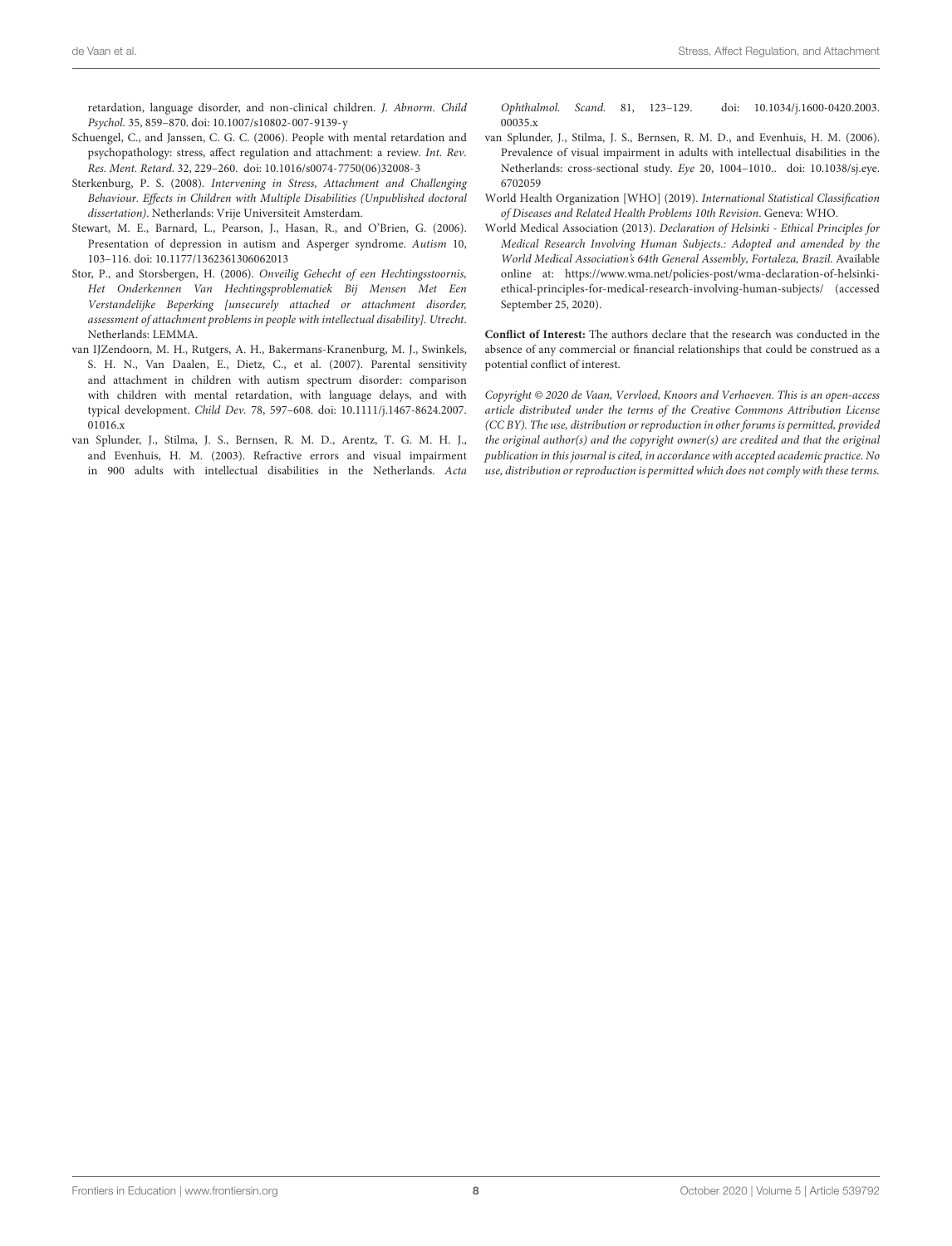retardation, language disorder, and non-clinical children. *J. Abnorm. Child Psychol.* 35, 859–870. doi: 10.1007/s10802-007-9139-y

Schuengel, C., and Janssen, C. G. C. (2006). People with mental retardation and psychopathology: stress, affect regulation and attachment: a review. *Int. Rev. Res. Ment. Retard.* 32, 229–260. doi: 10.1016/s0074-7750(06)32008-3

Sterkenburg, P. S. (2008). *Intervening in Stress, Attachment and Challenging Behaviour. Effects in Children with Multiple Disabilities (Unpublished doctoral dissertation)*. Netherlands: Vrije Universiteit Amsterdam.

Stewart, M. E., Barnard, L., Pearson, J., Hasan, R., and O'Brien, G. (2006). Presentation of depression in autism and Asperger syndrome. *Autism* 10, 103–116. doi: 10.1177/1362361306062013

Stor, P., and Storsbergen, H. (2006). *Onveilig Gehecht of een Hechtingsstoornis, Het Onderkennen Van Hechtingsproblematiek Bij Mensen Met Een Verstandelijke Beperking [unsecurely attached or attachment disorder, assessment of attachment problems in people with intellectual disability]. Utrecht*. Netherlands: LEMMA.

van IJZendoorn, M. H., Rutgers, A. H., Bakermans-Kranenburg, M. J., Swinkels, S. H. N., Van Daalen, E., Dietz, C., et al. (2007). Parental sensitivity and attachment in children with autism spectrum disorder: comparison with children with mental retardation, with language delays, and with typical development. *Child Dev.* 78, 597–608. doi: 10.1111/j.1467-8624.2007.01016.x

van Splunder, J., Stilma, J. S., Bernsen, R. M. D., Arentz, T. G. M. H. J., and Evenhuis, H. M. (2003). Refractive errors and visual impairment in 900 adults with intellectual disabilities in the Netherlands. *Acta Ophthalmol. Scand.* 81, 123–129. doi: 10.1034/j.1600-0420.2003.00035.x

van Splunder, J., Stilma, J. S., Bernsen, R. M. D., and Evenhuis, H. M. (2006). Prevalence of visual impairment in adults with intellectual disabilities in the Netherlands: cross-sectional study. *Eye* 20, 1004–1010.. doi: 10.1038/sj.eye.6702059

World Health Organization [WHO] (2019). *International Statistical Classification of Diseases and Related Health Problems 10th Revision*. Geneva: WHO.

World Medical Association (2013). *Declaration of Helsinki - Ethical Principles for Medical Research Involving Human Subjects.: Adopted and amended by the World Medical Association's 64th General Assembly, Fortaleza, Brazil.* Available online at: https://www.wma.net/policies-post/wma-declaration-of-helsinki-ethical-principles-for-medical-research-involving-human-subjects/ (accessed September 25, 2020).

**Conflict of Interest:** The authors declare that the research was conducted in the absence of any commercial or financial relationships that could be construed as a potential conflict of interest.

*Copyright © 2020 de Vaan, Vervloed, Knoors and Verhoeven. This is an open-access article distributed under the terms of the Creative Commons Attribution License (CC BY). The use, distribution or reproduction in other forums is permitted, provided the original author(s) and the copyright owner(s) are credited and that the original publication in this journal is cited, in accordance with accepted academic practice. No use, distribution or reproduction is permitted which does not comply with these terms.*